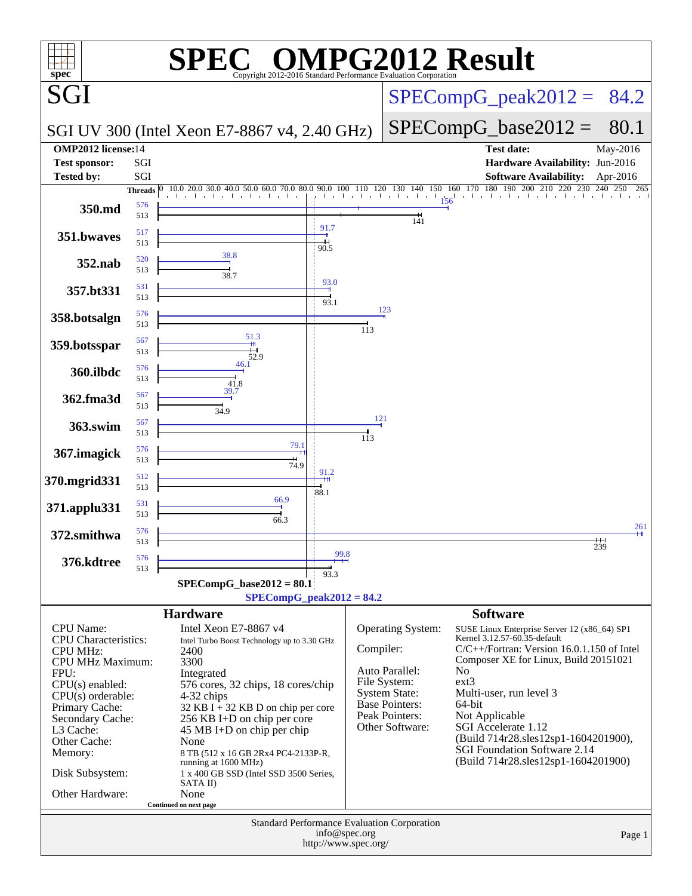# SPEC OMPG2012 Result

Copyright 2012-2016 Standard Performance Evaluation Corporation

## SGI

**SGI UV 300 (Intel Xeon E7-8867 v4, 2.40 GHz)**

SPECompG_peak2012 = 84.2

SPECompG_base2012 = 80.1

| | | | |
|---|---|---|---|
| **OMP2012 license:** | 14 | **Test date:** | May-2016 |
| **Test sponsor:** | SGI | **Hardware Availability:** | Jun-2016 |
| **Tested by:** | SGI | **Software Availability:** | Apr-2016 |

| Benchmark | Threads (peak) | Threads (base) | Peak | Base |
|---|---|---|---|---|
| 350.md | 576 | 513 | 156 | 141 |
| 351.bwaves | 517 | 513 | 91.7 | 90.5 |
| 352.nab | 520 | 513 | 38.8 | 38.7 |
| 357.bt331 | 531 | 513 | 93.0 | 93.1 |
| 358.botsalgn | 576 | 513 | 123 | 113 |
| 359.botsspar | 567 | 513 | 51.3 | 52.9 |
| 360.ilbdc | 576 | 513 | 46.1 | 41.8 |
| 362.fma3d | 567 | 513 | 39.7 | 34.9 |
| 363.swim | 567 | 513 | 121 | 113 |
| 367.imagick | 576 | 513 | 79.1 | 74.9 |
| 370.mgrid331 | 512 | 513 | 91.2 | 88.1 |
| 371.applu331 | 531 | 513 | 66.9 | 66.3 |
| 372.smithwa | 576 | 513 | 261 | 239 |
| 376.kdtree | 576 | 513 | 99.8 | 93.3 |

SPECompG_base2012 = 80.1

SPECompG_peak2012 = 84.2

## Hardware

| | |
|---|---|
| CPU Name: | Intel Xeon E7-8867 v4 |
| CPU Characteristics: | Intel Turbo Boost Technology up to 3.30 GHz |
| CPU MHz: | 2400 |
| CPU MHz Maximum: | 3300 |
| FPU: | Integrated |
| CPU(s) enabled: | 576 cores, 32 chips, 18 cores/chip |
| CPU(s) orderable: | 4-32 chips |
| Primary Cache: | 32 KB I + 32 KB D on chip per core |
| Secondary Cache: | 256 KB I+D on chip per core |
| L3 Cache: | 45 MB I+D on chip per chip |
| Other Cache: | None |
| Memory: | 8 TB (512 x 16 GB 2Rx4 PC4-2133P-R, running at 1600 MHz) |
| Disk Subsystem: | 1 x 400 GB SSD (Intel SSD 3500 Series, SATA II) |
| Other Hardware: | None |

Continued on next page

## Software

| | |
|---|---|
| Operating System: | SUSE Linux Enterprise Server 12 (x86_64) SP1 Kernel 3.12.57-60.35-default |
| Compiler: | C/C++/Fortran: Version 16.0.1.150 of Intel Composer XE for Linux, Build 20151021 |
| Auto Parallel: | No |
| File System: | ext3 |
| System State: | Multi-user, run level 3 |
| Base Pointers: | 64-bit |
| Peak Pointers: | Not Applicable |
| Other Software: | SGI Accelerate 1.12 (Build 714r28.sles12sp1-1604201900), SGI Foundation Software 2.14 (Build 714r28.sles12sp1-1604201900) |

Standard Performance Evaluation Corporation
info@spec.org
http://www.spec.org/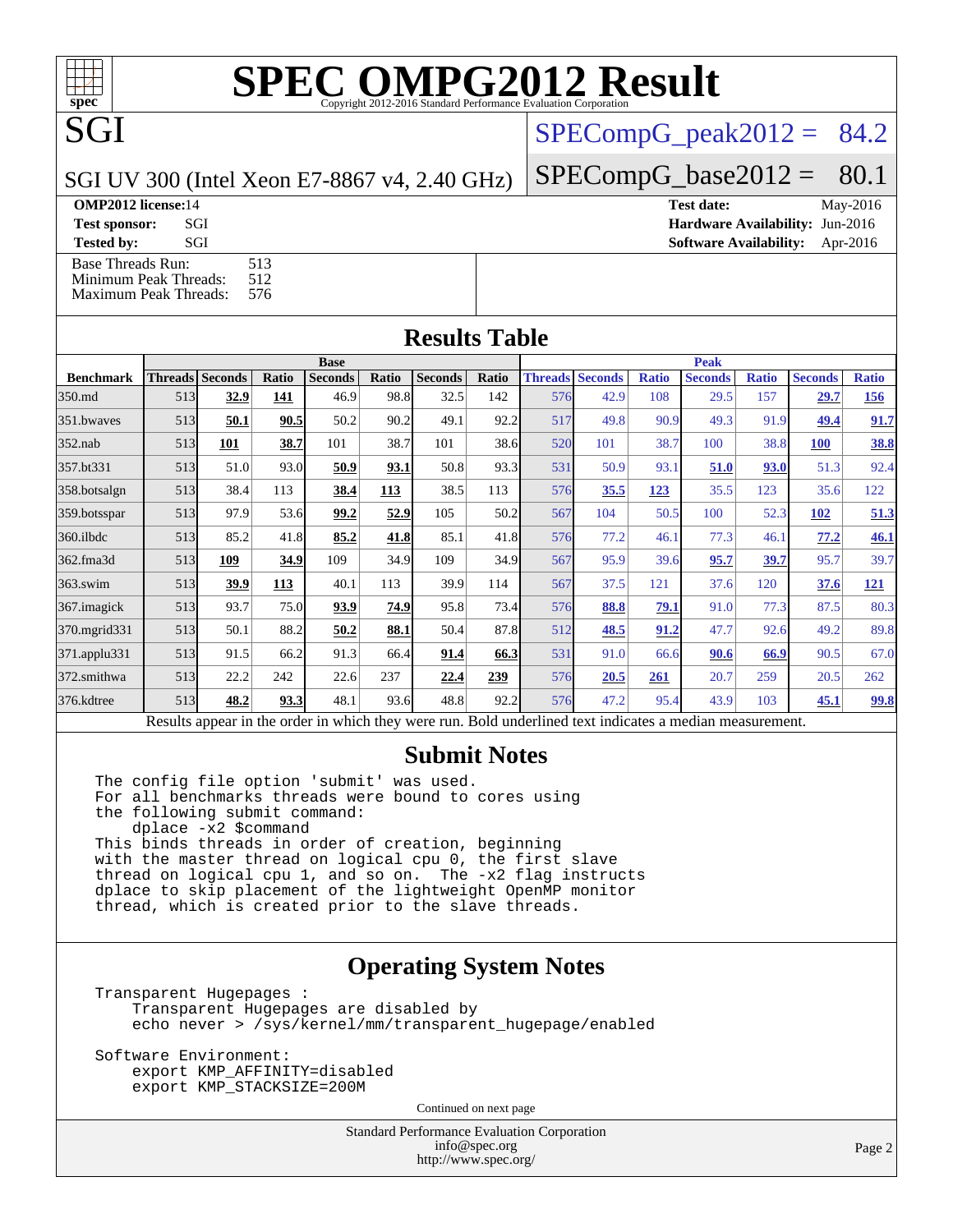# SPEC OMPG2012 Result

Copyright 2012-2016 Standard Performance Evaluation Corporation

**SGI**

SGI UV 300 (Intel Xeon E7-8867 v4, 2.40 GHz)

SPECompG_peak2012 = 84.2

SPECompG_base2012 = 80.1

**OMP2012 license:** 14 **Test date:** May-2016

**Test sponsor:** SGI **Hardware Availability:** Jun-2016

**Tested by:** SGI **Software Availability:** Apr-2016

Base Threads Run: 513
Minimum Peak Threads: 512
Maximum Peak Threads: 576

## Results Table

| | Base | | | | | | | Peak | | | | | | |
|---|---|---|---|---|---|---|---|---|---|---|---|---|---|---|
| **Benchmark** | **Threads** | **Seconds** | **Ratio** | **Seconds** | **Ratio** | **Seconds** | **Ratio** | **Threads** | **Seconds** | **Ratio** | **Seconds** | **Ratio** | **Seconds** | **Ratio** |
| 350.md | 513 | **32.9** | **141** | 46.9 | 98.8 | 32.5 | 142 | 576 | 42.9 | 108 | 29.5 | 157 | **29.7** | **156** |
| 351.bwaves | 513 | **50.1** | **90.5** | 50.2 | 90.2 | 49.1 | 92.2 | 517 | 49.8 | 90.9 | 49.3 | 91.9 | **49.4** | **91.7** |
| 352.nab | 513 | **101** | **38.7** | 101 | 38.7 | 101 | 38.6 | 520 | 101 | 38.7 | 100 | 38.8 | **100** | **38.8** |
| 357.bt331 | 513 | 51.0 | 93.0 | **50.9** | **93.1** | 50.8 | 93.3 | 531 | 50.9 | 93.1 | **51.0** | **93.0** | 51.3 | 92.4 |
| 358.botsalgn | 513 | 38.4 | 113 | **38.4** | **113** | 38.5 | 113 | 576 | **35.5** | **123** | 35.5 | 123 | 35.6 | 122 |
| 359.botsspar | 513 | 97.9 | 53.6 | **99.2** | **52.9** | 105 | 50.2 | 567 | 104 | 50.5 | 100 | 52.3 | **102** | **51.3** |
| 360.ilbdc | 513 | 85.2 | 41.8 | **85.2** | **41.8** | 85.1 | 41.8 | 576 | 77.2 | 46.1 | 77.3 | 46.1 | **77.2** | **46.1** |
| 362.fma3d | 513 | **109** | **34.9** | 109 | 34.9 | 109 | 34.9 | 567 | 95.9 | 39.6 | **95.7** | **39.7** | 95.7 | 39.7 |
| 363.swim | 513 | **39.9** | **113** | 40.1 | 113 | 39.9 | 114 | 567 | 37.5 | 121 | 37.6 | 120 | **37.6** | **121** |
| 367.imagick | 513 | 93.7 | 75.0 | **93.9** | **74.9** | 95.8 | 73.4 | 576 | **88.8** | **79.1** | 91.0 | 77.3 | 87.5 | 80.3 |
| 370.mgrid331 | 513 | 50.1 | 88.2 | **50.2** | **88.1** | 50.4 | 87.8 | 512 | **48.5** | **91.2** | 47.7 | 92.6 | 49.2 | 89.8 |
| 371.applu331 | 513 | 91.5 | 66.2 | 91.3 | 66.4 | **91.4** | **66.3** | 531 | 91.0 | 66.6 | **90.6** | **66.9** | 90.5 | 67.0 |
| 372.smithwa | 513 | 22.2 | 242 | 22.6 | 237 | **22.4** | **239** | 576 | **20.5** | **261** | 20.7 | 259 | 20.5 | 262 |
| 376.kdtree | 513 | **48.2** | **93.3** | 48.1 | 93.6 | 48.8 | 92.2 | 576 | 47.2 | 95.4 | 43.9 | 103 | **45.1** | **99.8** |

Results appear in the order in which they were run. Bold underlined text indicates a median measurement.

## Submit Notes

```
The config file option 'submit' was used.
For all benchmarks threads were bound to cores using
the following submit command:
    dplace -x2 $command
This binds threads in order of creation, beginning
with the master thread on logical cpu 0, the first slave
thread on logical cpu 1, and so on.  The -x2 flag instructs
dplace to skip placement of the lightweight OpenMP monitor
thread, which is created prior to the slave threads.
```

## Operating System Notes

```
Transparent Hugepages :
    Transparent Hugepages are disabled by
    echo never > /sys/kernel/mm/transparent_hugepage/enabled

Software Environment:
    export KMP_AFFINITY=disabled
    export KMP_STACKSIZE=200M
```

Continued on next page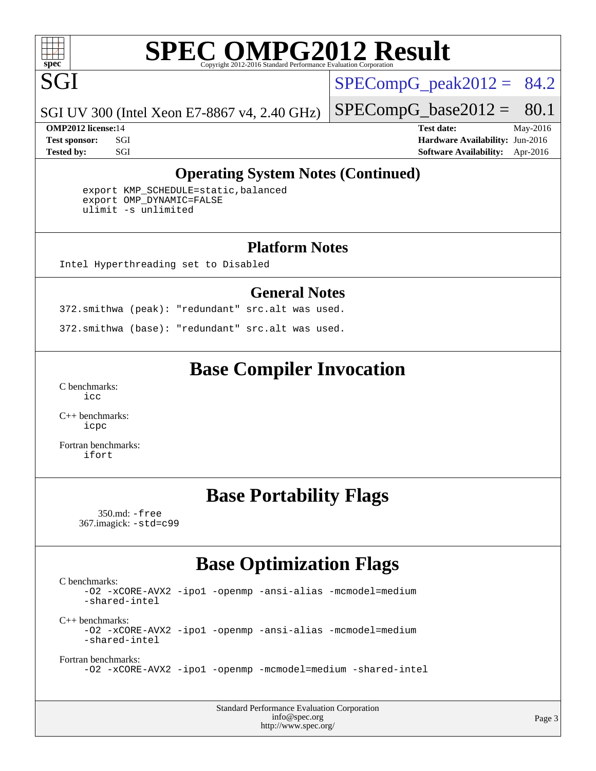# SPEC OMPG2012 Result

Copyright 2012-2016 Standard Performance Evaluation Corporation

SGI

SGI UV 300 (Intel Xeon E7-8867 v4, 2.40 GHz)

SPECompG_peak2012 = 84.2

SPECompG_base2012 = 80.1

**OMP2012 license:** 14
**Test sponsor:** SGI
**Tested by:** SGI

**Test date:** May-2016
**Hardware Availability:** Jun-2016
**Software Availability:** Apr-2016

## Operating System Notes (Continued)

```
export KMP_SCHEDULE=static,balanced
export OMP_DYNAMIC=FALSE
ulimit -s unlimited
```

## Platform Notes

```
Intel Hyperthreading set to Disabled
```

## General Notes

```
372.smithwa (peak): "redundant" src.alt was used.

372.smithwa (base): "redundant" src.alt was used.
```

## Base Compiler Invocation

C benchmarks:
`icc`

C++ benchmarks:
`icpc`

Fortran benchmarks:
`ifort`

## Base Portability Flags

350.md: `-free`
367.imagick: `-std=c99`

## Base Optimization Flags

C benchmarks:
`-O2 -xCORE-AVX2 -ipo1 -openmp -ansi-alias -mcmodel=medium -shared-intel`

C++ benchmarks:
`-O2 -xCORE-AVX2 -ipo1 -openmp -ansi-alias -mcmodel=medium -shared-intel`

Fortran benchmarks:
`-O2 -xCORE-AVX2 -ipo1 -openmp -mcmodel=medium -shared-intel`

Standard Performance Evaluation Corporation
info@spec.org
http://www.spec.org/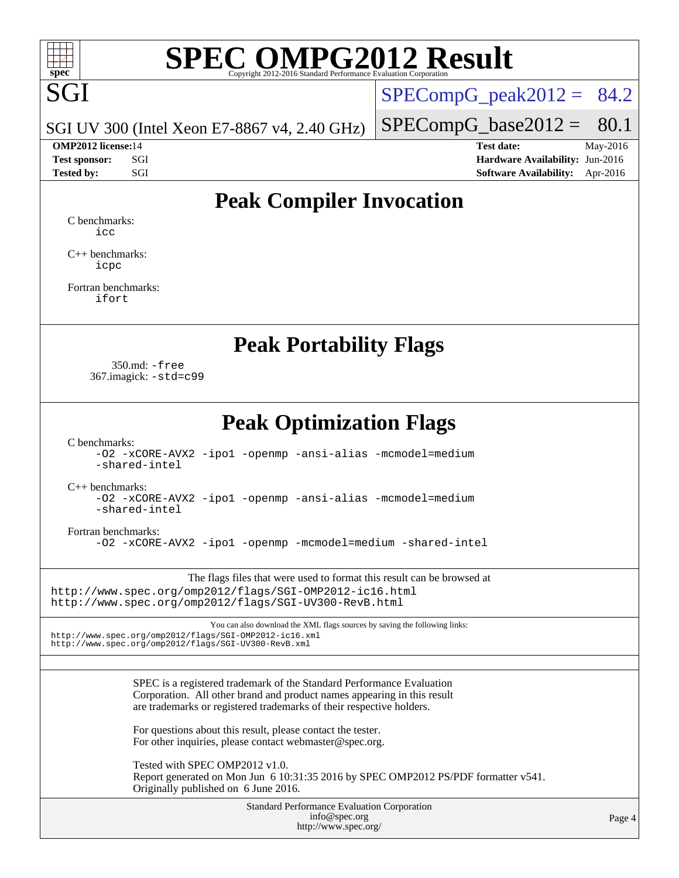# SPEC OMPG2012 Result

Copyright 2012-2016 Standard Performance Evaluation Corporation

SGI

SGI UV 300 (Intel Xeon E7-8867 v4, 2.40 GHz)

SPECompG_peak2012 = 84.2

SPECompG_base2012 = 80.1

| | | | |
|---|---|---|---|
| **OMP2012 license:** | 14 | **Test date:** | May-2016 |
| **Test sponsor:** | SGI | **Hardware Availability:** | Jun-2016 |
| **Tested by:** | SGI | **Software Availability:** | Apr-2016 |

## Peak Compiler Invocation

C benchmarks:
```
icc
```

C++ benchmarks:
```
icpc
```

Fortran benchmarks:
```
ifort
```

## Peak Portability Flags

350.md: `-free`
367.imagick: `-std=c99`

## Peak Optimization Flags

C benchmarks:
```
-O2 -xCORE-AVX2 -ipo1 -openmp -ansi-alias -mcmodel=medium
-shared-intel
```

C++ benchmarks:
```
-O2 -xCORE-AVX2 -ipo1 -openmp -ansi-alias -mcmodel=medium
-shared-intel
```

Fortran benchmarks:
```
-O2 -xCORE-AVX2 -ipo1 -openmp -mcmodel=medium -shared-intel
```

The flags files that were used to format this result can be browsed at
http://www.spec.org/omp2012/flags/SGI-OMP2012-ic16.html
http://www.spec.org/omp2012/flags/SGI-UV300-RevB.html

You can also download the XML flags sources by saving the following links:
http://www.spec.org/omp2012/flags/SGI-OMP2012-ic16.xml
http://www.spec.org/omp2012/flags/SGI-UV300-RevB.xml

SPEC is a registered trademark of the Standard Performance Evaluation Corporation. All other brand and product names appearing in this result are trademarks or registered trademarks of their respective holders.

For questions about this result, please contact the tester.
For other inquiries, please contact webmaster@spec.org.

Tested with SPEC OMP2012 v1.0.
Report generated on Mon Jun 6 10:31:35 2016 by SPEC OMP2012 PS/PDF formatter v541.
Originally published on 6 June 2016.

Standard Performance Evaluation Corporation
info@spec.org
http://www.spec.org/